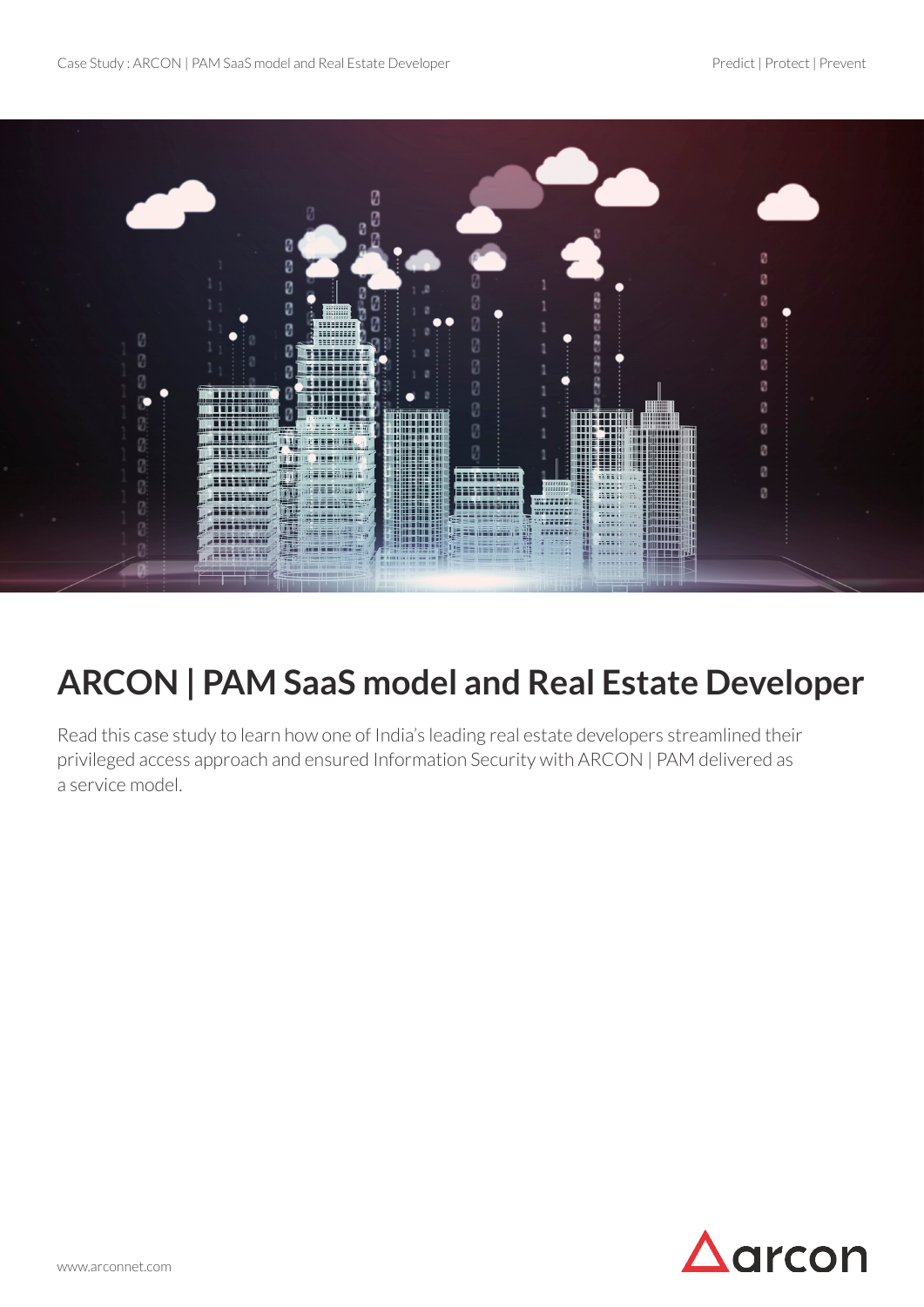# ARCON | PAM SaaS model and Real Estate Developer

Read this case study to learn how one of India's leading real estate developers streamlined their privileged access approach and ensured Information Security with ARCON | PAM delivered as a service model.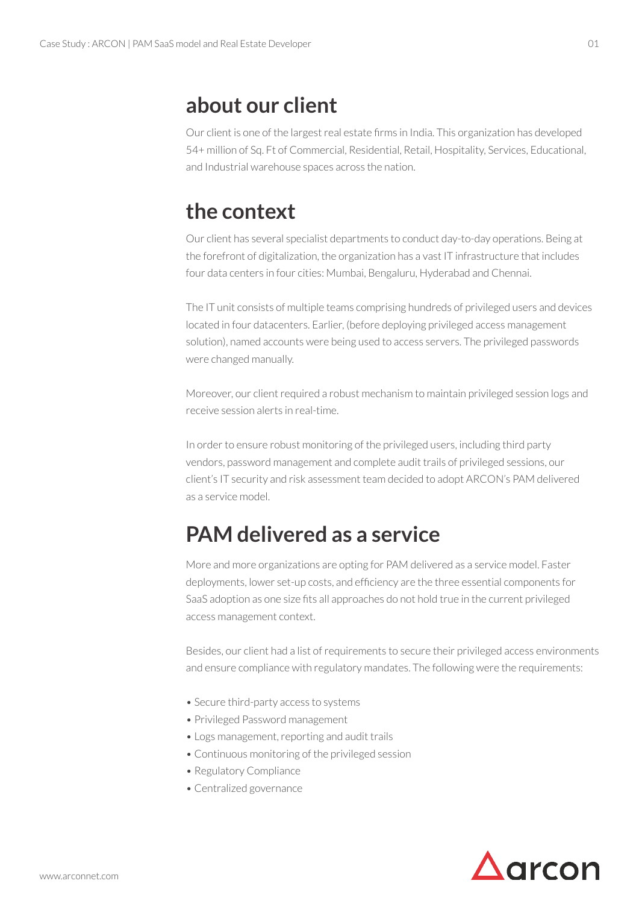## about our client

Our client is one of the largest real estate firms in India. This organization has developed 54+ million of Sq. Ft of Commercial, Residential, Retail, Hospitality, Services, Educational, and Industrial warehouse spaces across the nation.

## the context

Our client has several specialist departments to conduct day-to-day operations. Being at the forefront of digitalization, the organization has a vast IT infrastructure that includes four data centers in four cities: Mumbai, Bengaluru, Hyderabad and Chennai.

The IT unit consists of multiple teams comprising hundreds of privileged users and devices located in four datacenters. Earlier, (before deploying privileged access management solution), named accounts were being used to access servers. The privileged passwords were changed manually.

Moreover, our client required a robust mechanism to maintain privileged session logs and receive session alerts in real-time.

In order to ensure robust monitoring of the privileged users, including third party vendors, password management and complete audit trails of privileged sessions, our client's IT security and risk assessment team decided to adopt ARCON's PAM delivered as a service model.

## PAM delivered as a service

More and more organizations are opting for PAM delivered as a service model. Faster deployments, lower set-up costs, and efficiency are the three essential components for SaaS adoption as one size fits all approaches do not hold true in the current privileged access management context.

Besides, our client had a list of requirements to secure their privileged access environments and ensure compliance with regulatory mandates. The following were the requirements:

- Secure third-party access to systems
- Privileged Password management
- Logs management, reporting and audit trails
- Continuous monitoring of the privileged session
- Regulatory Compliance
- Centralized governance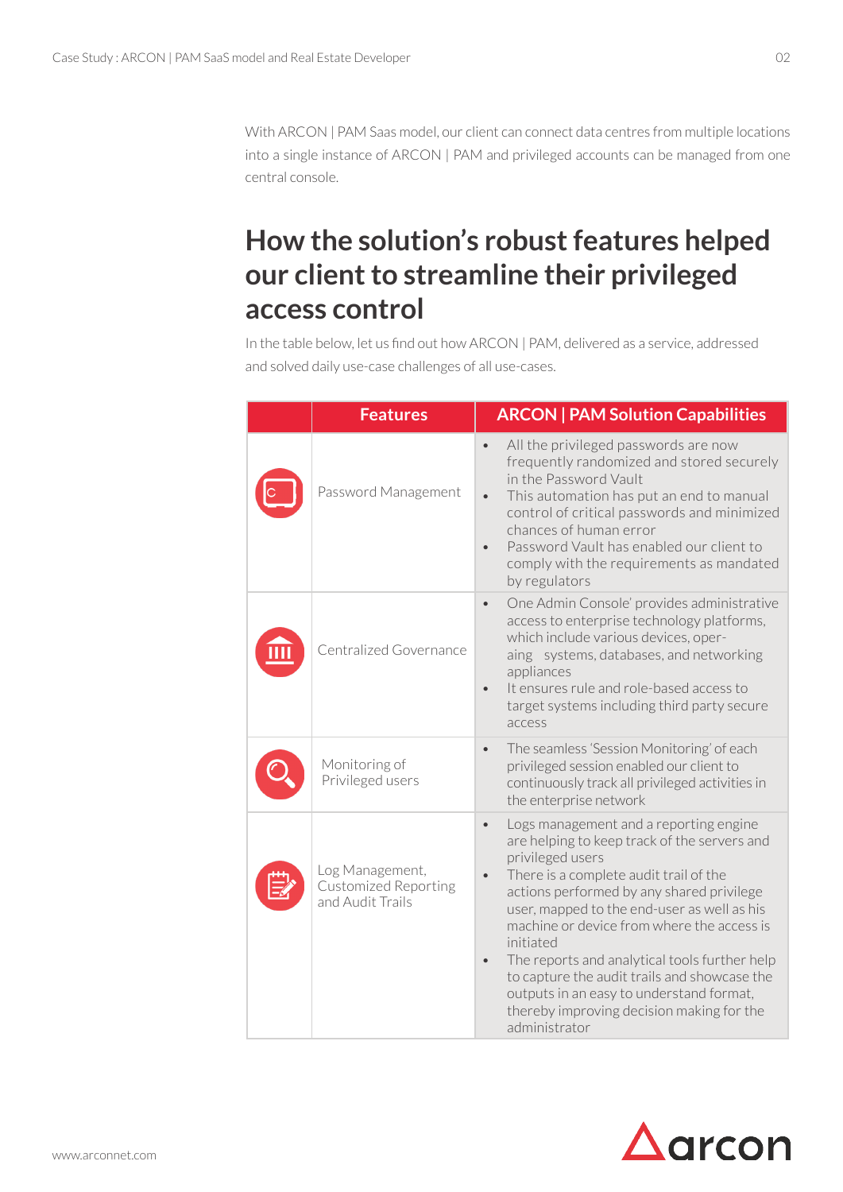With ARCON | PAM Saas model, our client can connect data centres from multiple locations into a single instance of ARCON | PAM and privileged accounts can be managed from one central console.

# How the solution's robust features helped our client to streamline their privileged access control

In the table below, let us find out how ARCON | PAM, delivered as a service, addressed and solved daily use-case challenges of all use-cases.

| | Features | ARCON \| PAM Solution Capabilities |
|---|---|---|
| | Password Management | • All the privileged passwords are now frequently randomized and stored securely in the Password Vault<br>• This automation has put an end to manual control of critical passwords and minimized chances of human error<br>• Password Vault has enabled our client to comply with the requirements as mandated by regulators |
| | Centralized Governance | • One Admin Console' provides administrative access to enterprise technology platforms, which include various devices, oper-aing systems, databases, and networking appliances<br>• It ensures rule and role-based access to target systems including third party secure access |
| | Monitoring of Privileged users | • The seamless 'Session Monitoring' of each privileged session enabled our client to continuously track all privileged activities in the enterprise network |
| | Log Management, Customized Reporting and Audit Trails | • Logs management and a reporting engine are helping to keep track of the servers and privileged users<br>• There is a complete audit trail of the actions performed by any shared privilege user, mapped to the end-user as well as his machine or device from where the access is initiated<br>• The reports and analytical tools further help to capture the audit trails and showcase the outputs in an easy to understand format, thereby improving decision making for the administrator |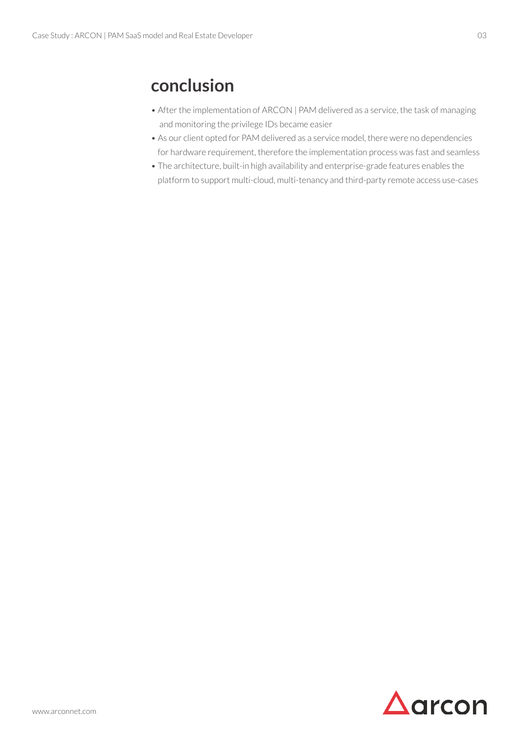## conclusion

- After the implementation of ARCON | PAM delivered as a service, the task of managing and monitoring the privilege IDs became easier
- As our client opted for PAM delivered as a service model, there were no dependencies for hardware requirement, therefore the implementation process was fast and seamless
- The architecture, built-in high availability and enterprise-grade features enables the platform to support multi-cloud, multi-tenancy and third-party remote access use-cases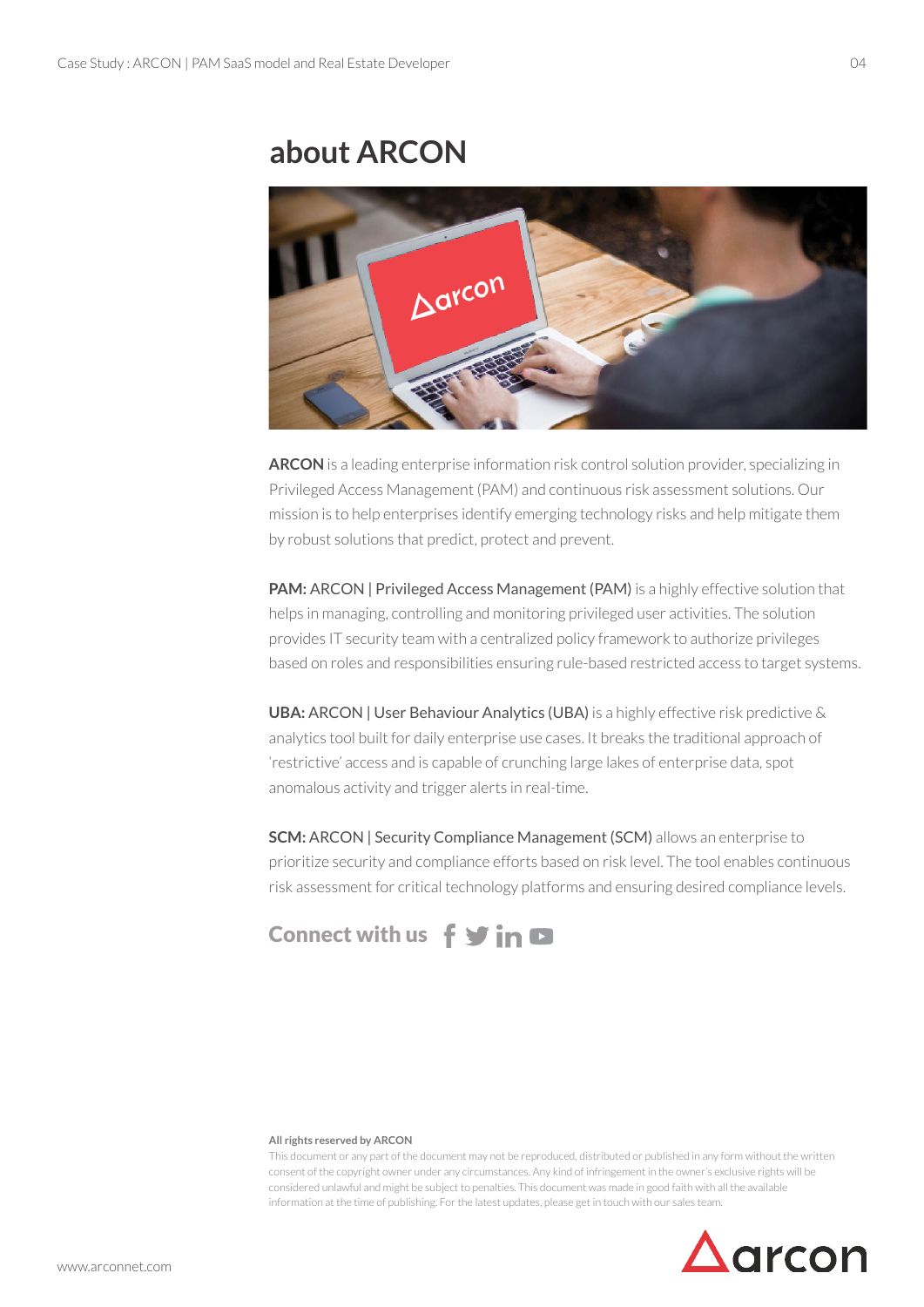# about ARCON

**ARCON** is a leading enterprise information risk control solution provider, specializing in Privileged Access Management (PAM) and continuous risk assessment solutions. Our mission is to help enterprises identify emerging technology risks and help mitigate them by robust solutions that predict, protect and prevent.

**PAM:** ARCON | Privileged Access Management (PAM) is a highly effective solution that helps in managing, controlling and monitoring privileged user activities. The solution provides IT security team with a centralized policy framework to authorize privileges based on roles and responsibilities ensuring rule-based restricted access to target systems.

**UBA:** ARCON | User Behaviour Analytics (UBA) is a highly effective risk predictive & analytics tool built for daily enterprise use cases. It breaks the traditional approach of 'restrictive' access and is capable of crunching large lakes of enterprise data, spot anomalous activity and trigger alerts in real-time.

**SCM:** ARCON | Security Compliance Management (SCM) allows an enterprise to prioritize security and compliance efforts based on risk level. The tool enables continuous risk assessment for critical technology platforms and ensuring desired compliance levels.

**Connect with us**

**All rights reserved by ARCON**

This document or any part of the document may not be reproduced, distributed or published in any form without the written consent of the copyright owner under any circumstances. Any kind of infringement in the owner's exclusive rights will be considered unlawful and might be subject to penalties. This document was made in good faith with all the available information at the time of publishing. For the latest updates, please get in touch with our sales team.

www.arconnet.com